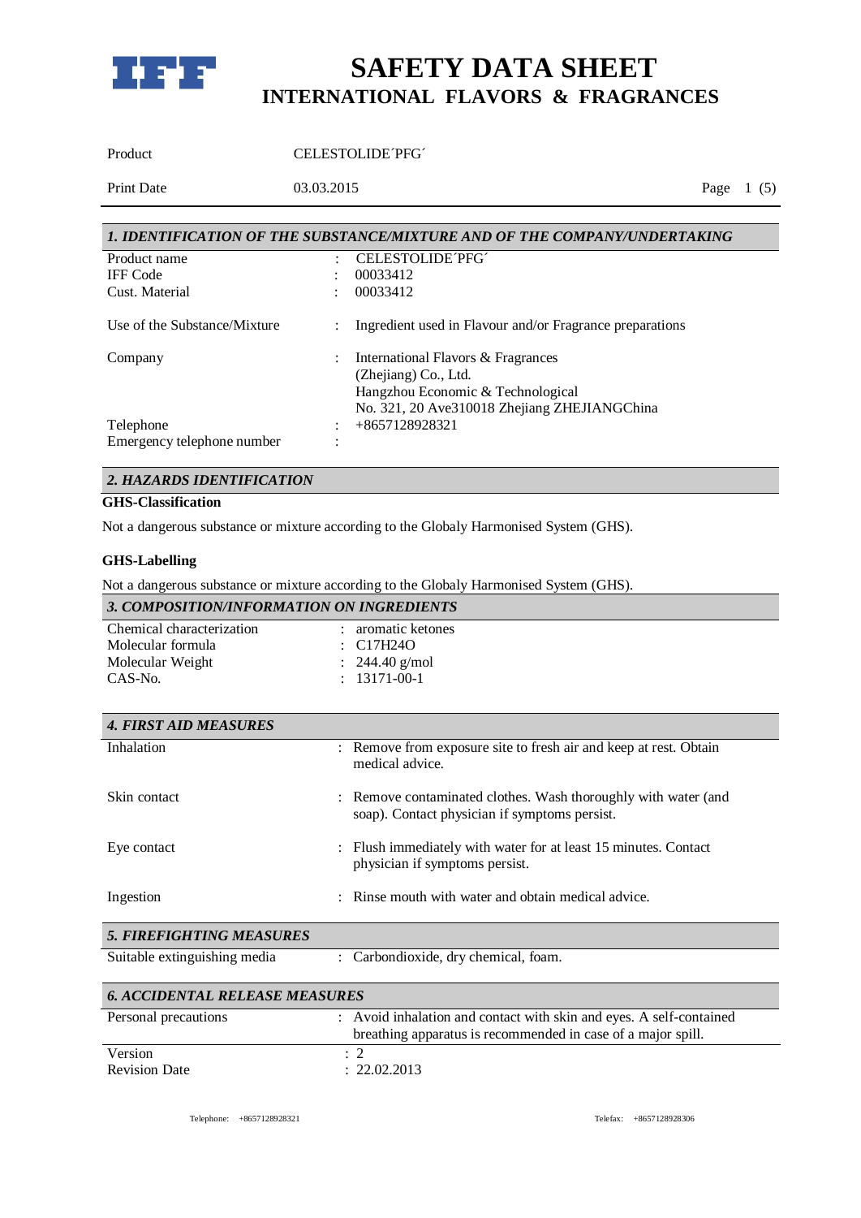# SAFETY DATA SHEET
## INTERNATIONAL FLAVORS & FRAGRANCES

| | |
|---|---|
| Product | CELESTOLIDE´PFG´ |
| Print Date | 03.03.2015 |

## 1. IDENTIFICATION OF THE SUBSTANCE/MIXTURE AND OF THE COMPANY/UNDERTAKING

| | |
|---|---|
| Product name | : CELESTOLIDE´PFG´ |
| IFF Code | : 00033412 |
| Cust. Material | : 00033412 |
| Use of the Substance/Mixture | : Ingredient used in Flavour and/or Fragrance preparations |
| Company | : International Flavors & Fragrances (Zhejiang) Co., Ltd. Hangzhou Economic & Technological No. 321, 20 Ave310018 Zhejiang ZHEJIANGChina |
| Telephone | : +8657128928321 |
| Emergency telephone number | : |

## 2. HAZARDS IDENTIFICATION

**GHS-Classification**

Not a dangerous substance or mixture according to the Globaly Harmonised System (GHS).

**GHS-Labelling**

Not a dangerous substance or mixture according to the Globaly Harmonised System (GHS).

## 3. COMPOSITION/INFORMATION ON INGREDIENTS

| | |
|---|---|
| Chemical characterization | : aromatic ketones |
| Molecular formula | : $C_{17}H_{24}O$ |
| Molecular Weight | : 244.40 g/mol |
| CAS-No. | : 13171-00-1 |

## 4. FIRST AID MEASURES

| | |
|---|---|
| Inhalation | : Remove from exposure site to fresh air and keep at rest. Obtain medical advice. |
| Skin contact | : Remove contaminated clothes. Wash thoroughly with water (and soap). Contact physician if symptoms persist. |
| Eye contact | : Flush immediately with water for at least 15 minutes. Contact physician if symptoms persist. |
| Ingestion | : Rinse mouth with water and obtain medical advice. |

## 5. FIREFIGHTING MEASURES

| | |
|---|---|
| Suitable extinguishing media | : Carbondioxide, dry chemical, foam. |

## 6. ACCIDENTAL RELEASE MEASURES

| | |
|---|---|
| Personal precautions | : Avoid inhalation and contact with skin and eyes. A self-contained breathing apparatus is recommended in case of a major spill. |

| | |
|---|---|
| Version | : 2 |
| Revision Date | : 22.02.2013 |

Telephone: +8657128928321 Telefax: +8657128928306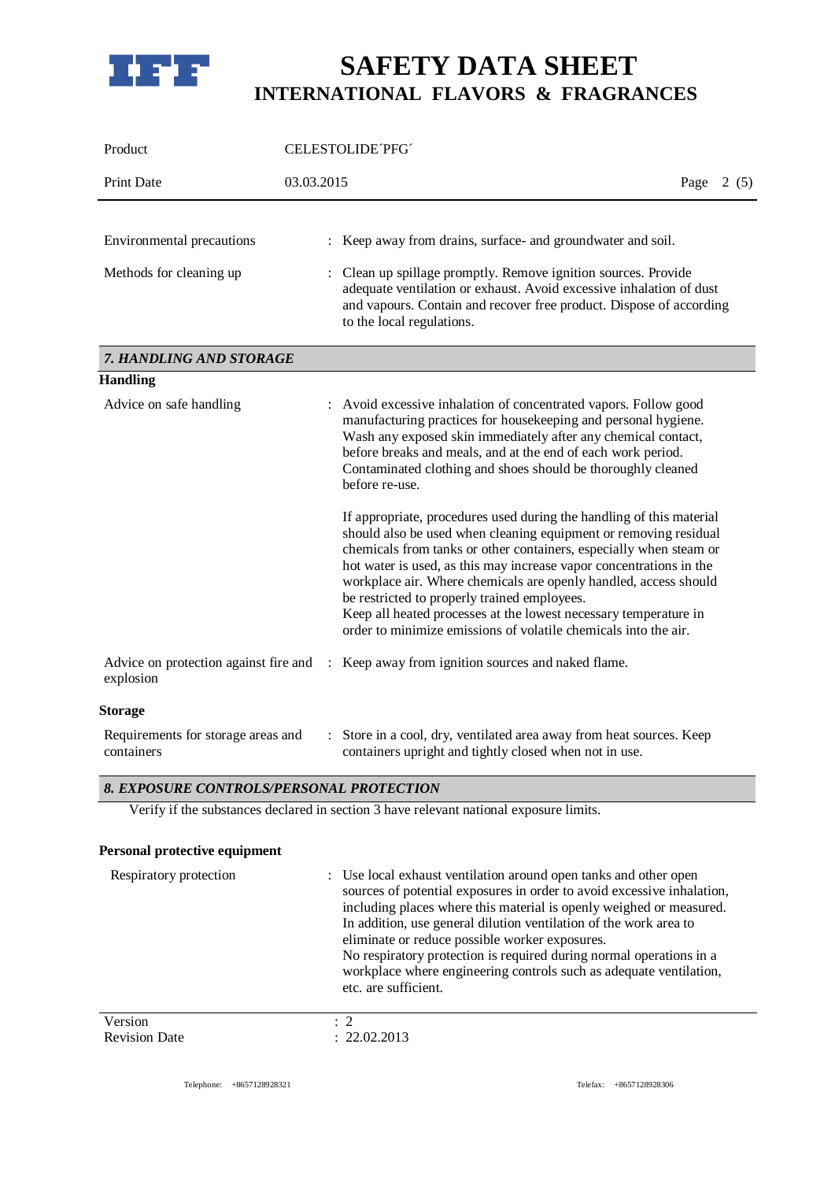| | |
|---|---|
| Environmental precautions | : Keep away from drains, surface- and groundwater and soil. |
| Methods for cleaning up | : Clean up spillage promptly. Remove ignition sources. Provide adequate ventilation or exhaust. Avoid excessive inhalation of dust and vapours. Contain and recover free product. Dispose of according to the local regulations. |

## *7. HANDLING AND STORAGE*

**Handling**

| | |
|---|---|
| Advice on safe handling | : Avoid excessive inhalation of concentrated vapors. Follow good manufacturing practices for housekeeping and personal hygiene. Wash any exposed skin immediately after any chemical contact, before breaks and meals, and at the end of each work period. Contaminated clothing and shoes should be thoroughly cleaned before re-use.<br><br>If appropriate, procedures used during the handling of this material should also be used when cleaning equipment or removing residual chemicals from tanks or other containers, especially when steam or hot water is used, as this may increase vapor concentrations in the workplace air. Where chemicals are openly handled, access should be restricted to properly trained employees.<br>Keep all heated processes at the lowest necessary temperature in order to minimize emissions of volatile chemicals into the air. |
| Advice on protection against fire and explosion | : Keep away from ignition sources and naked flame. |

**Storage**

| | |
|---|---|
| Requirements for storage areas and containers | : Store in a cool, dry, ventilated area away from heat sources. Keep containers upright and tightly closed when not in use. |

## *8. EXPOSURE CONTROLS/PERSONAL PROTECTION*

Verify if the substances declared in section 3 have relevant national exposure limits.

**Personal protective equipment**

| | |
|---|---|
| Respiratory protection | : Use local exhaust ventilation around open tanks and other open sources of potential exposures in order to avoid excessive inhalation, including places where this material is openly weighed or measured. In addition, use general dilution ventilation of the work area to eliminate or reduce possible worker exposures.<br>No respiratory protection is required during normal operations in a workplace where engineering controls such as adequate ventilation, etc. are sufficient. |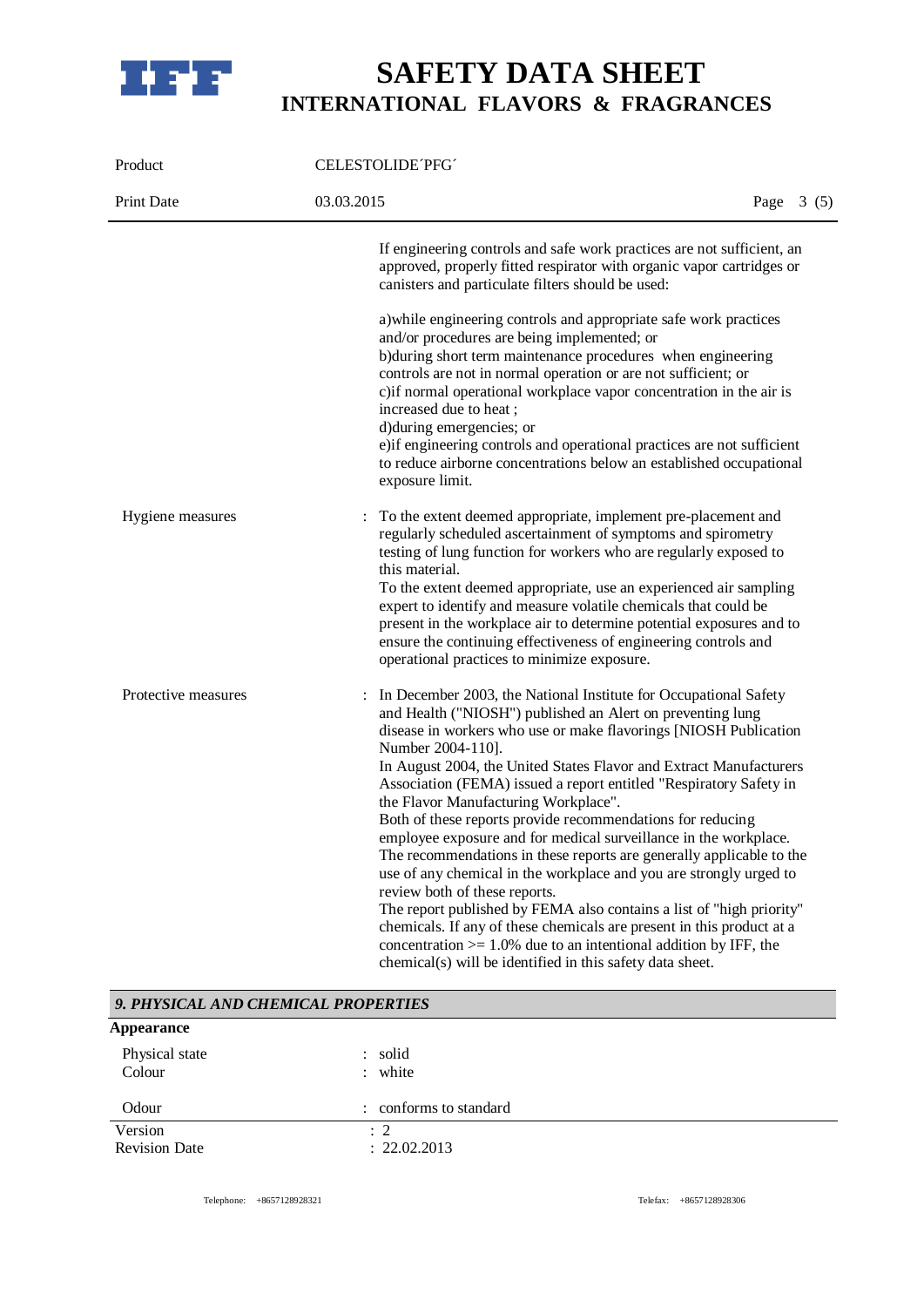If engineering controls and safe work practices are not sufficient, an approved, properly fitted respirator with organic vapor cartridges or canisters and particulate filters should be used:

a)while engineering controls and appropriate safe work practices and/or procedures are being implemented; or
b)during short term maintenance procedures when engineering controls are not in normal operation or are not sufficient; or
c)if normal operational workplace vapor concentration in the air is increased due to heat ;
d)during emergencies; or
e)if engineering controls and operational practices are not sufficient to reduce airborne concentrations below an established occupational exposure limit.

Hygiene measures : To the extent deemed appropriate, implement pre-placement and regularly scheduled ascertainment of symptoms and spirometry testing of lung function for workers who are regularly exposed to this material.
To the extent deemed appropriate, use an experienced air sampling expert to identify and measure volatile chemicals that could be present in the workplace air to determine potential exposures and to ensure the continuing effectiveness of engineering controls and operational practices to minimize exposure.

Protective measures : In December 2003, the National Institute for Occupational Safety and Health ("NIOSH") published an Alert on preventing lung disease in workers who use or make flavorings [NIOSH Publication Number 2004-110].
In August 2004, the United States Flavor and Extract Manufacturers Association (FEMA) issued a report entitled "Respiratory Safety in the Flavor Manufacturing Workplace".
Both of these reports provide recommendations for reducing employee exposure and for medical surveillance in the workplace. The recommendations in these reports are generally applicable to the use of any chemical in the workplace and you are strongly urged to review both of these reports.
The report published by FEMA also contains a list of "high priority" chemicals. If any of these chemicals are present in this product at a concentration >= 1.0% due to an intentional addition by IFF, the chemical(s) will be identified in this safety data sheet.

## *9. PHYSICAL AND CHEMICAL PROPERTIES*

**Appearance**

Physical state : solid
Colour : white

Odour : conforms to standard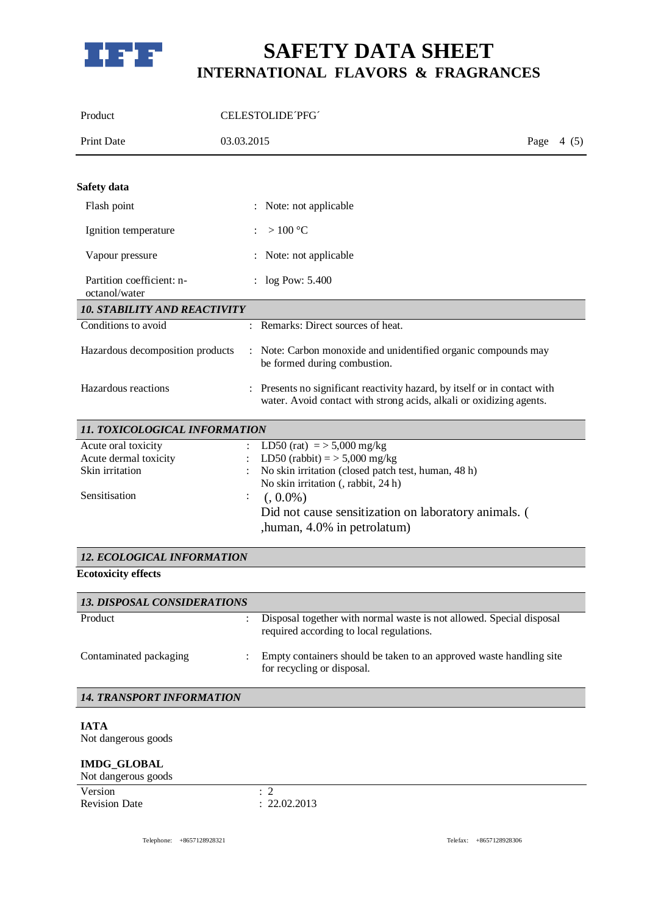**Safety data**

| | |
|---|---|
| Flash point | : Note: not applicable |
| Ignition temperature | : > 100 °C |
| Vapour pressure | : Note: not applicable |
| Partition coefficient: n-octanol/water | : log Pow: 5.400 |

## *10. STABILITY AND REACTIVITY*

| | |
|---|---|
| Conditions to avoid | : Remarks: Direct sources of heat. |
| Hazardous decomposition products | : Note: Carbon monoxide and unidentified organic compounds may be formed during combustion. |
| Hazardous reactions | : Presents no significant reactivity hazard, by itself or in contact with water. Avoid contact with strong acids, alkali or oxidizing agents. |

## *11. TOXICOLOGICAL INFORMATION*

| | |
|---|---|
| Acute oral toxicity | : LD50 (rat) = > 5,000 mg/kg |
| Acute dermal toxicity | : LD50 (rabbit) = > 5,000 mg/kg |
| Skin irritation | : No skin irritation (closed patch test, human, 48 h)<br>No skin irritation (, rabbit, 24 h) |
| Sensitisation | : (, 0.0%)<br>Did not cause sensitization on laboratory animals. ( ,human, 4.0% in petrolatum) |

## *12. ECOLOGICAL INFORMATION*

**Ecotoxicity effects**

## *13. DISPOSAL CONSIDERATIONS*

| | |
|---|---|
| Product | : Disposal together with normal waste is not allowed. Special disposal required according to local regulations. |
| Contaminated packaging | : Empty containers should be taken to an approved waste handling site for recycling or disposal. |

## *14. TRANSPORT INFORMATION*

**IATA**
Not dangerous goods

**IMDG_GLOBAL**
Not dangerous goods

| | |
|---|---|
| Version | : 2 |
| Revision Date | : 22.02.2013 |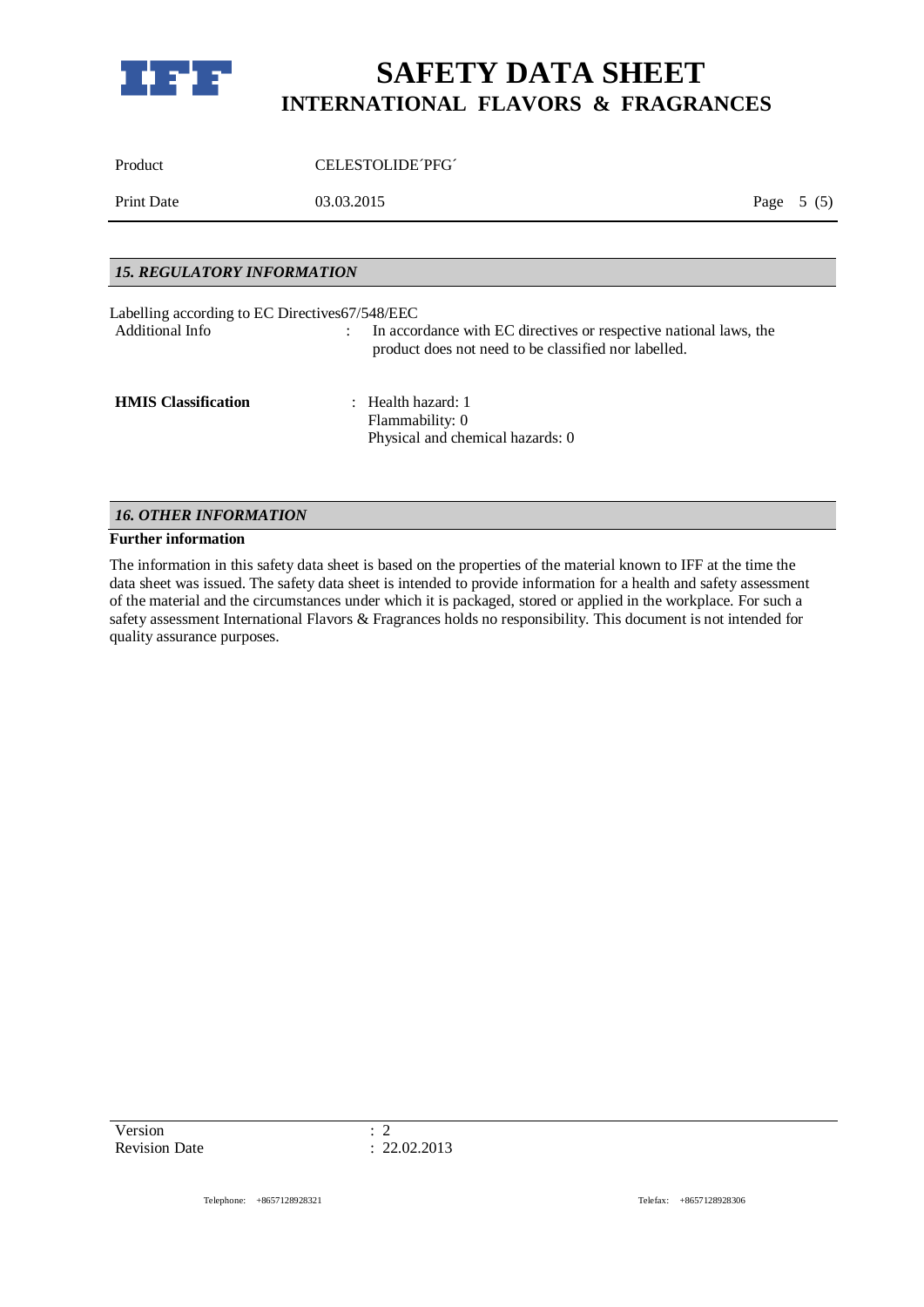## 15. REGULATORY INFORMATION

Labelling according to EC Directives67/548/EEC

Additional Info : In accordance with EC directives or respective national laws, the product does not need to be classified nor labelled.

**HMIS Classification** : Health hazard: 1
Flammability: 0
Physical and chemical hazards: 0

## 16. OTHER INFORMATION

**Further information**

The information in this safety data sheet is based on the properties of the material known to IFF at the time the data sheet was issued. The safety data sheet is intended to provide information for a health and safety assessment of the material and the circumstances under which it is packaged, stored or applied in the workplace. For such a safety assessment International Flavors & Fragrances holds no responsibility. This document is not intended for quality assurance purposes.

Version : 2
Revision Date : 22.02.2013

Telephone: +8657128928321 Telefax: +8657128928306